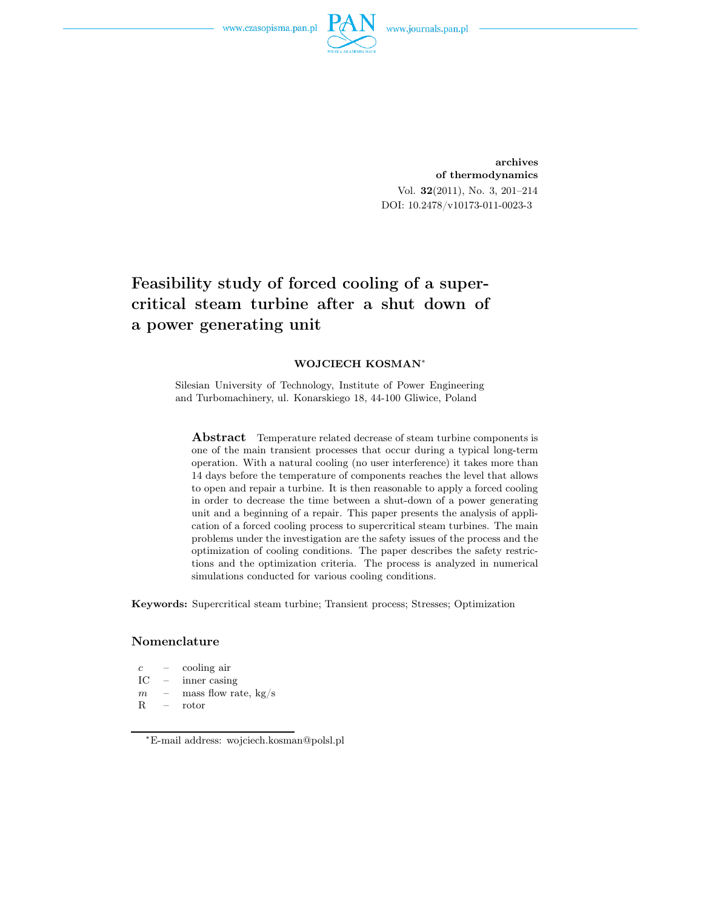archives
of thermodynamics
Vol. **32**(2011), No. 3, 201–214
DOI: 10.2478/v10173-011-0023-3

# Feasibility study of forced cooling of a supercritical steam turbine after a shut down of a power generating unit

**WOJCIECH KOSMAN***

Silesian University of Technology, Institute of Power Engineering and Turbomachinery, ul. Konarskiego 18, 44-100 Gliwice, Poland

**Abstract** Temperature related decrease of steam turbine components is one of the main transient processes that occur during a typical long-term operation. With a natural cooling (no user interference) it takes more than 14 days before the temperature of components reaches the level that allows to open and repair a turbine. It is then reasonable to apply a forced cooling in order to decrease the time between a shut-down of a power generating unit and a beginning of a repair. This paper presents the analysis of application of a forced cooling process to supercritical steam turbines. The main problems under the investigation are the safety issues of the process and the optimization of cooling conditions. The paper describes the safety restrictions and the optimization criteria. The process is analyzed in numerical simulations conducted for various cooling conditions.

**Keywords:** Supercritical steam turbine; Transient process; Stresses; Optimization

## Nomenclature

| | | |
|---|---|---|
| $c$ | – | cooling air |
| IC | – | inner casing |
| $m$ | – | mass flow rate, kg/s |
| R | – | rotor |

*E-mail address: wojciech.kosman@polsl.pl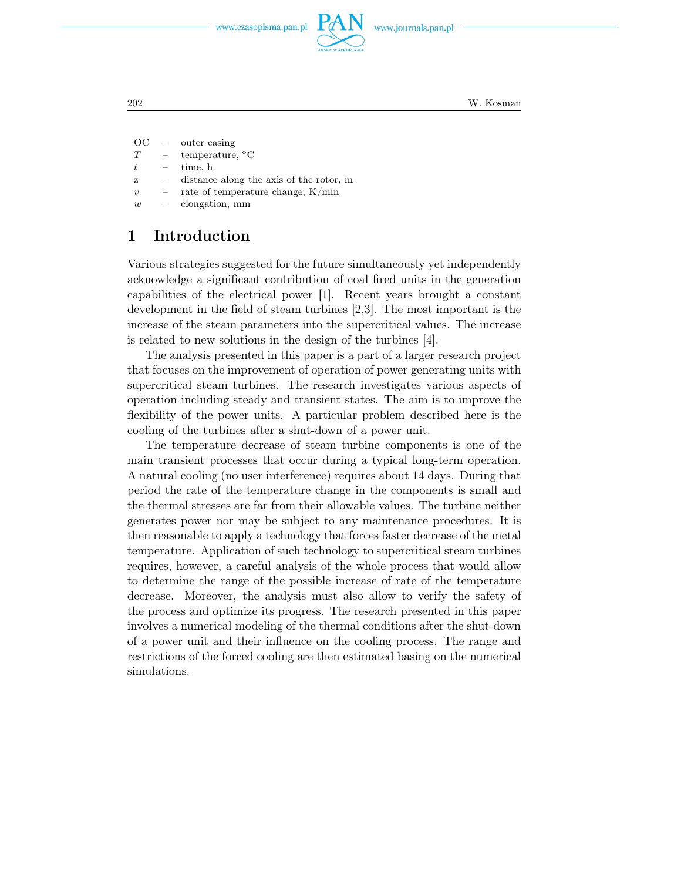| | | |
|---|---|---|
| OC | – | outer casing |
| $T$ | – | temperature, °C |
| $t$ | – | time, h |
| z | – | distance along the axis of the rotor, m |
| $v$ | – | rate of temperature change, K/min |
| $w$ | – | elongation, mm |

# 1 Introduction

Various strategies suggested for the future simultaneously yet independently acknowledge a significant contribution of coal fired units in the generation capabilities of the electrical power [1]. Recent years brought a constant development in the field of steam turbines [2,3]. The most important is the increase of the steam parameters into the supercritical values. The increase is related to new solutions in the design of the turbines [4].

The analysis presented in this paper is a part of a larger research project that focuses on the improvement of operation of power generating units with supercritical steam turbines. The research investigates various aspects of operation including steady and transient states. The aim is to improve the flexibility of the power units. A particular problem described here is the cooling of the turbines after a shut-down of a power unit.

The temperature decrease of steam turbine components is one of the main transient processes that occur during a typical long-term operation. A natural cooling (no user interference) requires about 14 days. During that period the rate of the temperature change in the components is small and the thermal stresses are far from their allowable values. The turbine neither generates power nor may be subject to any maintenance procedures. It is then reasonable to apply a technology that forces faster decrease of the metal temperature. Application of such technology to supercritical steam turbines requires, however, a careful analysis of the whole process that would allow to determine the range of the possible increase of rate of the temperature decrease. Moreover, the analysis must also allow to verify the safety of the process and optimize its progress. The research presented in this paper involves a numerical modeling of the thermal conditions after the shut-down of a power unit and their influence on the cooling process. The range and restrictions of the forced cooling are then estimated basing on the numerical simulations.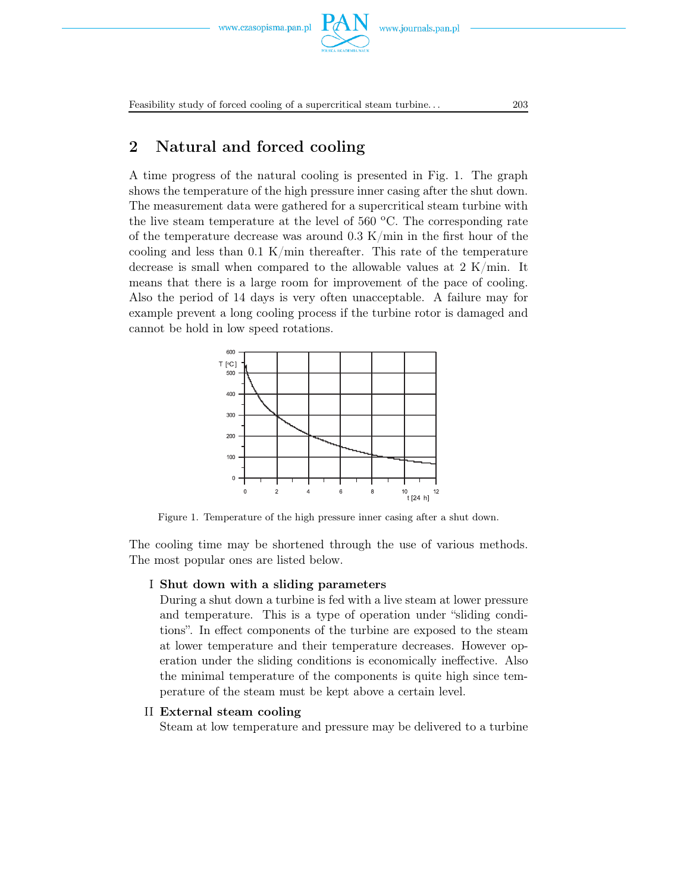## 2 Natural and forced cooling

A time progress of the natural cooling is presented in Fig. 1. The graph shows the temperature of the high pressure inner casing after the shut down. The measurement data were gathered for a supercritical steam turbine with the live steam temperature at the level of 560 °C. The corresponding rate of the temperature decrease was around 0.3 K/min in the first hour of the cooling and less than 0.1 K/min thereafter. This rate of the temperature decrease is small when compared to the allowable values at 2 K/min. It means that there is a large room for improvement of the pace of cooling. Also the period of 14 days is very often unacceptable. A failure may for example prevent a long cooling process if the turbine rotor is damaged and cannot be hold in low speed rotations.

Figure 1. Temperature of the high pressure inner casing after a shut down.

The cooling time may be shortened through the use of various methods. The most popular ones are listed below.

I **Shut down with a sliding parameters**
During a shut down a turbine is fed with a live steam at lower pressure and temperature. This is a type of operation under "sliding conditions". In effect components of the turbine are exposed to the steam at lower temperature and their temperature decreases. However operation under the sliding conditions is economically ineffective. Also the minimal temperature of the components is quite high since temperature of the steam must be kept above a certain level.

II **External steam cooling**
Steam at low temperature and pressure may be delivered to a turbine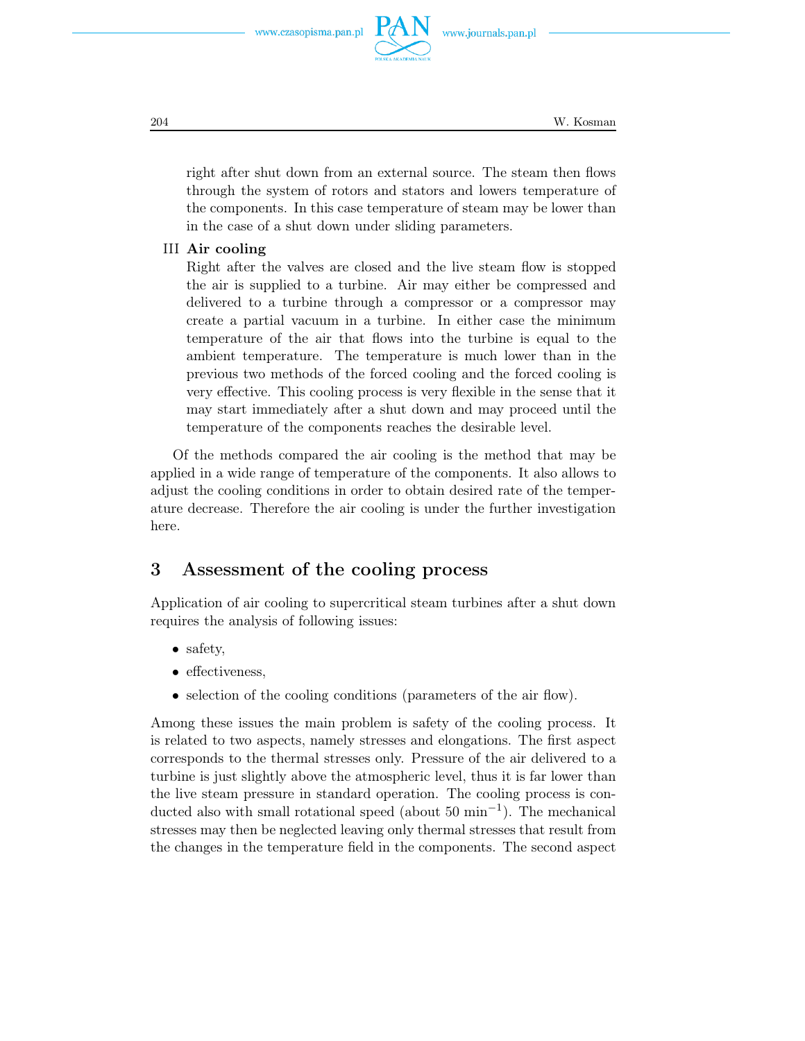right after shut down from an external source. The steam then flows through the system of rotors and stators and lowers temperature of the components. In this case temperature of steam may be lower than in the case of a shut down under sliding parameters.

III **Air cooling**
Right after the valves are closed and the live steam flow is stopped the air is supplied to a turbine. Air may either be compressed and delivered to a turbine through a compressor or a compressor may create a partial vacuum in a turbine. In either case the minimum temperature of the air that flows into the turbine is equal to the ambient temperature. The temperature is much lower than in the previous two methods of the forced cooling and the forced cooling is very effective. This cooling process is very flexible in the sense that it may start immediately after a shut down and may proceed until the temperature of the components reaches the desirable level.

Of the methods compared the air cooling is the method that may be applied in a wide range of temperature of the components. It also allows to adjust the cooling conditions in order to obtain desired rate of the temperature decrease. Therefore the air cooling is under the further investigation here.

## 3 Assessment of the cooling process

Application of air cooling to supercritical steam turbines after a shut down requires the analysis of following issues:

- safety,
- effectiveness,
- selection of the cooling conditions (parameters of the air flow).

Among these issues the main problem is safety of the cooling process. It is related to two aspects, namely stresses and elongations. The first aspect corresponds to the thermal stresses only. Pressure of the air delivered to a turbine is just slightly above the atmospheric level, thus it is far lower than the live steam pressure in standard operation. The cooling process is conducted also with small rotational speed (about 50 $\text{min}^{-1}$). The mechanical stresses may then be neglected leaving only thermal stresses that result from the changes in the temperature field in the components. The second aspect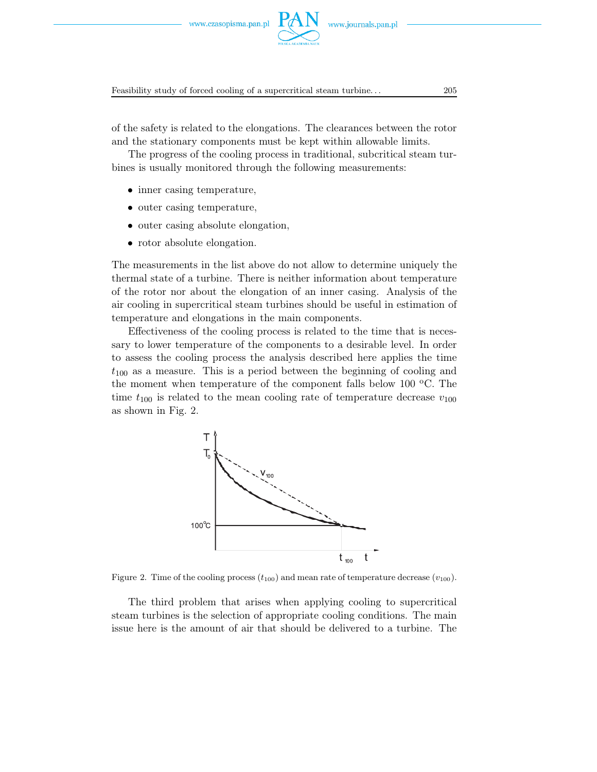of the safety is related to the elongations. The clearances between the rotor and the stationary components must be kept within allowable limits.

The progress of the cooling process in traditional, subcritical steam turbines is usually monitored through the following measurements:

- inner casing temperature,
- outer casing temperature,
- outer casing absolute elongation,
- rotor absolute elongation.

The measurements in the list above do not allow to determine uniquely the thermal state of a turbine. There is neither information about temperature of the rotor nor about the elongation of an inner casing. Analysis of the air cooling in supercritical steam turbines should be useful in estimation of temperature and elongations in the main components.

Effectiveness of the cooling process is related to the time that is necessary to lower temperature of the components to a desirable level. In order to assess the cooling process the analysis described here applies the time $t_{100}$ as a measure. This is a period between the beginning of cooling and the moment when temperature of the component falls below 100 °C. The time $t_{100}$ is related to the mean cooling rate of temperature decrease $v_{100}$ as shown in Fig. 2.

Figure 2. Time of the cooling process ($t_{100}$) and mean rate of temperature decrease ($v_{100}$).

The third problem that arises when applying cooling to supercritical steam turbines is the selection of appropriate cooling conditions. The main issue here is the amount of air that should be delivered to a turbine. The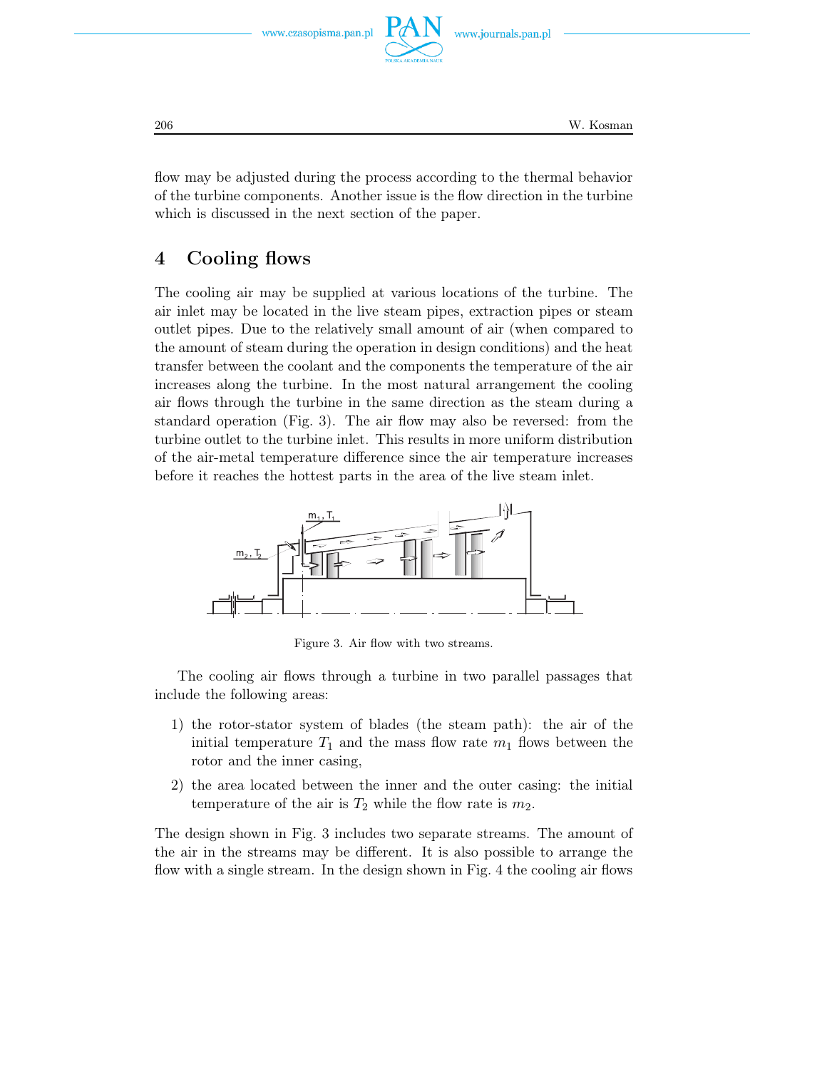flow may be adjusted during the process according to the thermal behavior of the turbine components. Another issue is the flow direction in the turbine which is discussed in the next section of the paper.

## 4 Cooling flows

The cooling air may be supplied at various locations of the turbine. The air inlet may be located in the live steam pipes, extraction pipes or steam outlet pipes. Due to the relatively small amount of air (when compared to the amount of steam during the operation in design conditions) and the heat transfer between the coolant and the components the temperature of the air increases along the turbine. In the most natural arrangement the cooling air flows through the turbine in the same direction as the steam during a standard operation (Fig. 3). The air flow may also be reversed: from the turbine outlet to the turbine inlet. This results in more uniform distribution of the air-metal temperature difference since the air temperature increases before it reaches the hottest parts in the area of the live steam inlet.

Figure 3. Air flow with two streams.

The cooling air flows through a turbine in two parallel passages that include the following areas:

1) the rotor-stator system of blades (the steam path): the air of the initial temperature $T_1$ and the mass flow rate $m_1$ flows between the rotor and the inner casing,
2) the area located between the inner and the outer casing: the initial temperature of the air is $T_2$ while the flow rate is $m_2$.

The design shown in Fig. 3 includes two separate streams. The amount of the air in the streams may be different. It is also possible to arrange the flow with a single stream. In the design shown in Fig. 4 the cooling air flows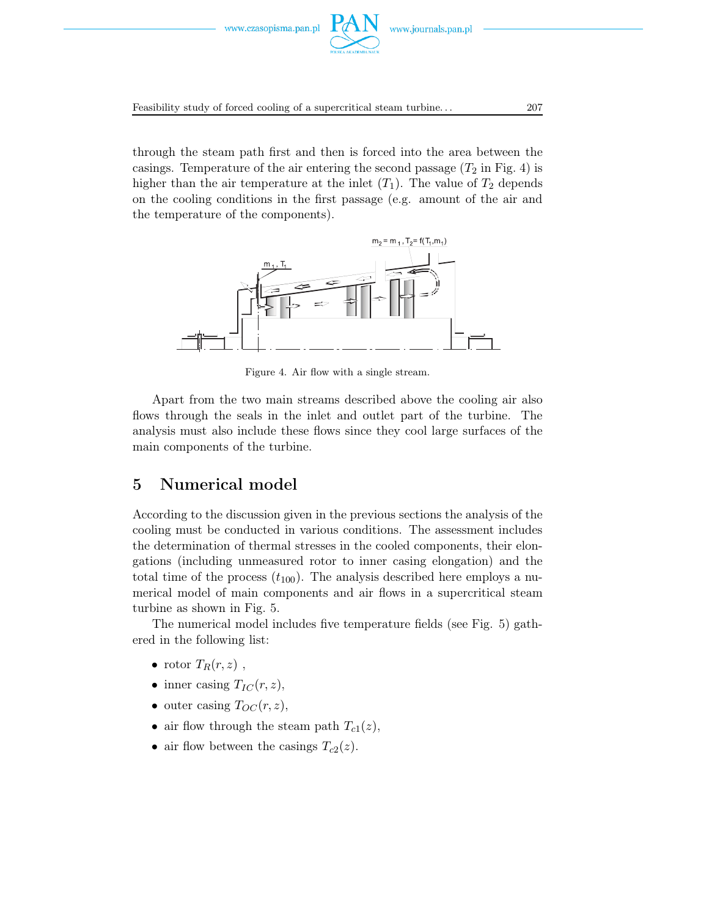through the steam path first and then is forced into the area between the casings. Temperature of the air entering the second passage ($T_2$ in Fig. 4) is higher than the air temperature at the inlet ($T_1$). The value of $T_2$ depends on the cooling conditions in the first passage (e.g. amount of the air and the temperature of the components).

Figure 4. Air flow with a single stream.

Apart from the two main streams described above the cooling air also flows through the seals in the inlet and outlet part of the turbine. The analysis must also include these flows since they cool large surfaces of the main components of the turbine.

## 5 Numerical model

According to the discussion given in the previous sections the analysis of the cooling must be conducted in various conditions. The assessment includes the determination of thermal stresses in the cooled components, their elongations (including unmeasured rotor to inner casing elongation) and the total time of the process ($t_{100}$). The analysis described here employs a numerical model of main components and air flows in a supercritical steam turbine as shown in Fig. 5.

The numerical model includes five temperature fields (see Fig. 5) gathered in the following list:

- rotor $T_R(r, z)$ ,
- inner casing $T_{IC}(r, z)$,
- outer casing $T_{OC}(r, z)$,
- air flow through the steam path $T_{c1}(z)$,
- air flow between the casings $T_{c2}(z)$.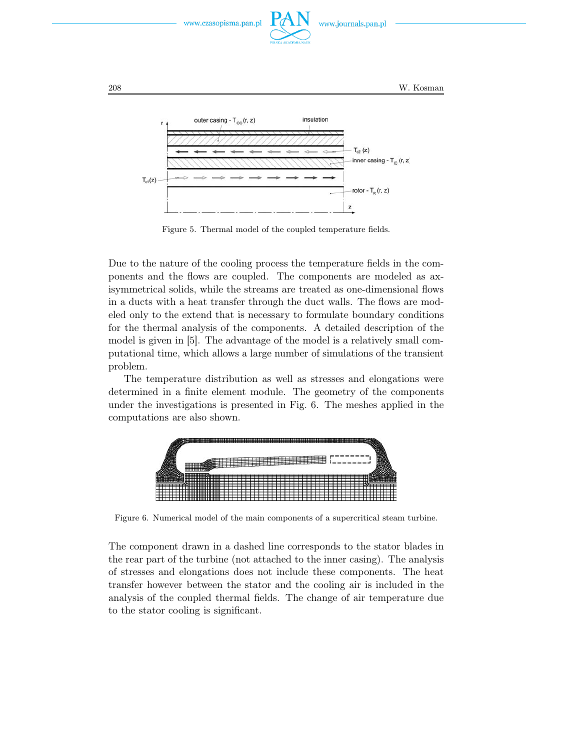Figure 5. Thermal model of the coupled temperature fields.

Due to the nature of the cooling process the temperature fields in the components and the flows are coupled. The components are modeled as axisymmetrical solids, while the streams are treated as one-dimensional flows in a ducts with a heat transfer through the duct walls. The flows are modeled only to the extend that is necessary to formulate boundary conditions for the thermal analysis of the components. A detailed description of the model is given in [5]. The advantage of the model is a relatively small computational time, which allows a large number of simulations of the transient problem.

The temperature distribution as well as stresses and elongations were determined in a finite element module. The geometry of the components under the investigations is presented in Fig. 6. The meshes applied in the computations are also shown.

Figure 6. Numerical model of the main components of a supercritical steam turbine.

The component drawn in a dashed line corresponds to the stator blades in the rear part of the turbine (not attached to the inner casing). The analysis of stresses and elongations does not include these components. The heat transfer however between the stator and the cooling air is included in the analysis of the coupled thermal fields. The change of air temperature due to the stator cooling is significant.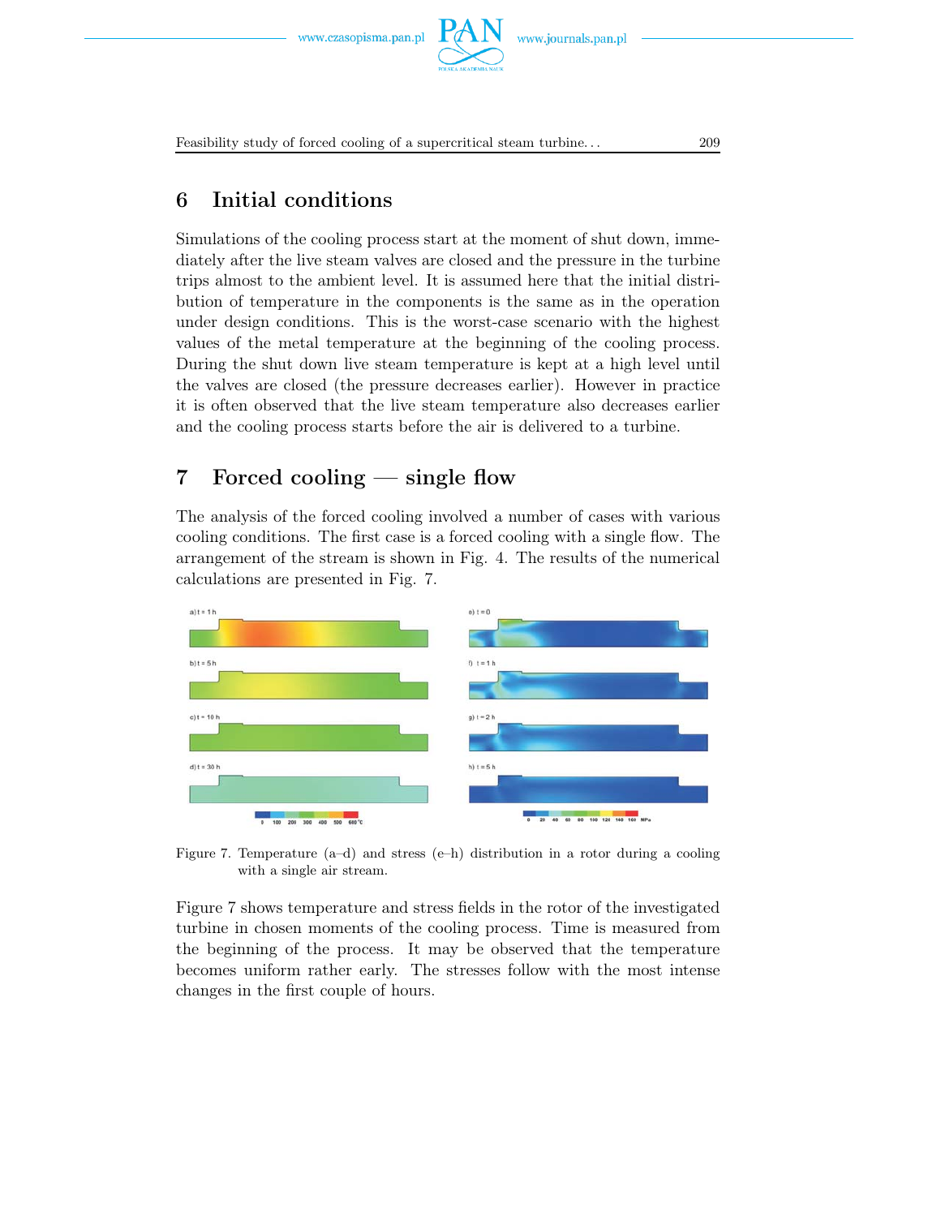## 6 Initial conditions

Simulations of the cooling process start at the moment of shut down, immediately after the live steam valves are closed and the pressure in the turbine trips almost to the ambient level. It is assumed here that the initial distribution of temperature in the components is the same as in the operation under design conditions. This is the worst-case scenario with the highest values of the metal temperature at the beginning of the cooling process. During the shut down live steam temperature is kept at a high level until the valves are closed (the pressure decreases earlier). However in practice it is often observed that the live steam temperature also decreases earlier and the cooling process starts before the air is delivered to a turbine.

## 7 Forced cooling — single flow

The analysis of the forced cooling involved a number of cases with various cooling conditions. The first case is a forced cooling with a single flow. The arrangement of the stream is shown in Fig. 4. The results of the numerical calculations are presented in Fig. 7.

Figure 7. Temperature (a–d) and stress (e–h) distribution in a rotor during a cooling with a single air stream.

Figure 7 shows temperature and stress fields in the rotor of the investigated turbine in chosen moments of the cooling process. Time is measured from the beginning of the process. It may be observed that the temperature becomes uniform rather early. The stresses follow with the most intense changes in the first couple of hours.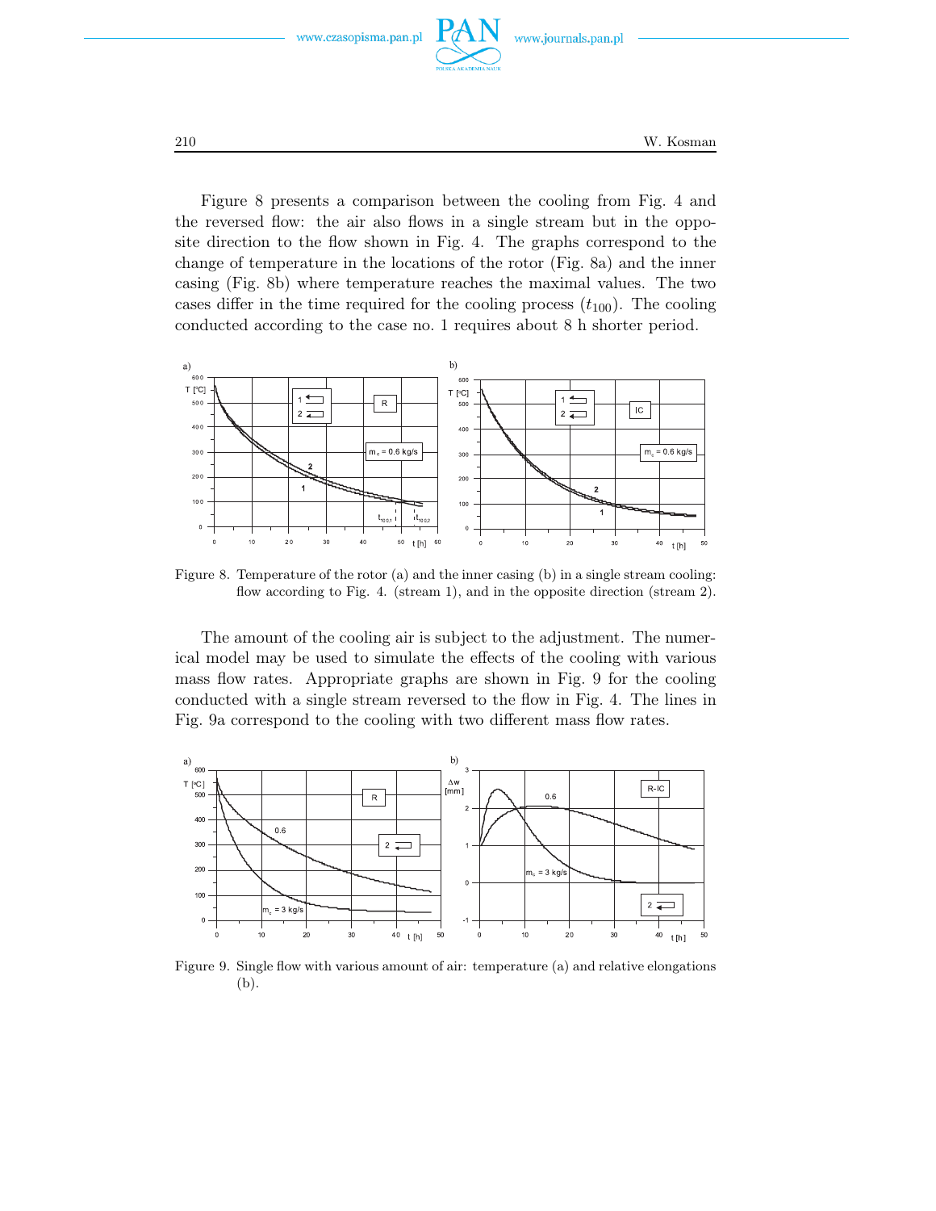Figure 8 presents a comparison between the cooling from Fig. 4 and the reversed flow: the air also flows in a single stream but in the opposite direction to the flow shown in Fig. 4. The graphs correspond to the change of temperature in the locations of the rotor (Fig. 8a) and the inner casing (Fig. 8b) where temperature reaches the maximal values. The two cases differ in the time required for the cooling process ($t_{100}$). The cooling conducted according to the case no. 1 requires about 8 h shorter period.

Figure 8. Temperature of the rotor (a) and the inner casing (b) in a single stream cooling: flow according to Fig. 4. (stream 1), and in the opposite direction (stream 2).

The amount of the cooling air is subject to the adjustment. The numerical model may be used to simulate the effects of the cooling with various mass flow rates. Appropriate graphs are shown in Fig. 9 for the cooling conducted with a single stream reversed to the flow in Fig. 4. The lines in Fig. 9a correspond to the cooling with two different mass flow rates.

Figure 9. Single flow with various amount of air: temperature (a) and relative elongations (b).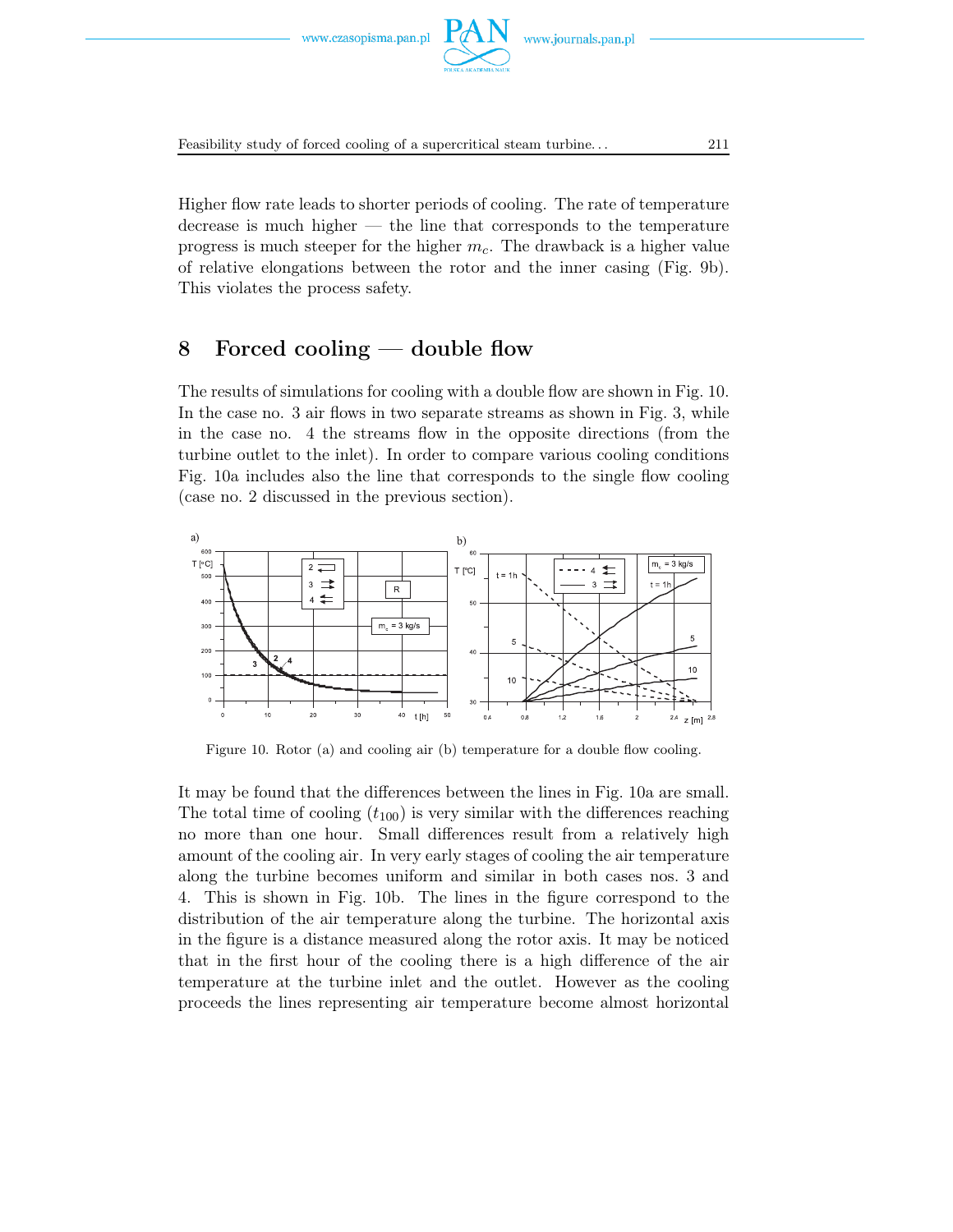Higher flow rate leads to shorter periods of cooling. The rate of temperature decrease is much higher — the line that corresponds to the temperature progress is much steeper for the higher $m_c$. The drawback is a higher value of relative elongations between the rotor and the inner casing (Fig. 9b). This violates the process safety.

## 8 Forced cooling — double flow

The results of simulations for cooling with a double flow are shown in Fig. 10. In the case no. 3 air flows in two separate streams as shown in Fig. 3, while in the case no. 4 the streams flow in the opposite directions (from the turbine outlet to the inlet). In order to compare various cooling conditions Fig. 10a includes also the line that corresponds to the single flow cooling (case no. 2 discussed in the previous section).

Figure 10. Rotor (a) and cooling air (b) temperature for a double flow cooling.

It may be found that the differences between the lines in Fig. 10a are small. The total time of cooling ($t_{100}$) is very similar with the differences reaching no more than one hour. Small differences result from a relatively high amount of the cooling air. In very early stages of cooling the air temperature along the turbine becomes uniform and similar in both cases nos. 3 and 4. This is shown in Fig. 10b. The lines in the figure correspond to the distribution of the air temperature along the turbine. The horizontal axis in the figure is a distance measured along the rotor axis. It may be noticed that in the first hour of the cooling there is a high difference of the air temperature at the turbine inlet and the outlet. However as the cooling proceeds the lines representing air temperature become almost horizontal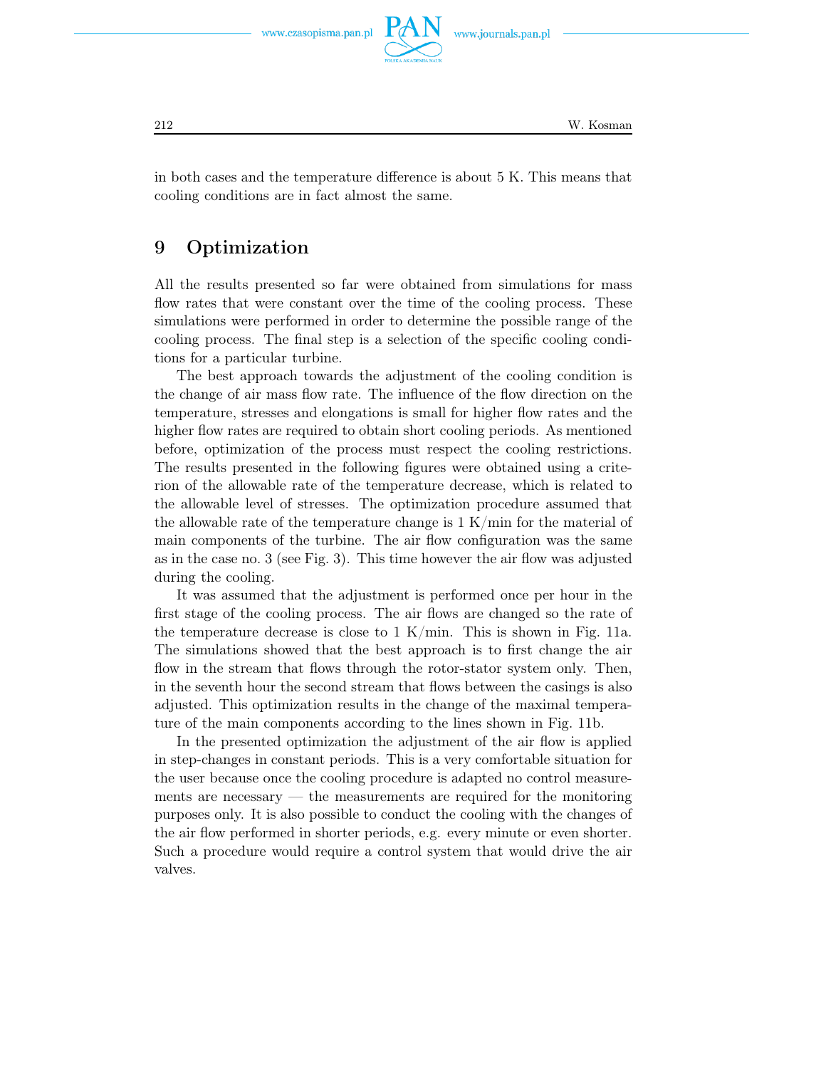in both cases and the temperature difference is about 5 K. This means that cooling conditions are in fact almost the same.

## 9 Optimization

All the results presented so far were obtained from simulations for mass flow rates that were constant over the time of the cooling process. These simulations were performed in order to determine the possible range of the cooling process. The final step is a selection of the specific cooling conditions for a particular turbine.

The best approach towards the adjustment of the cooling condition is the change of air mass flow rate. The influence of the flow direction on the temperature, stresses and elongations is small for higher flow rates and the higher flow rates are required to obtain short cooling periods. As mentioned before, optimization of the process must respect the cooling restrictions. The results presented in the following figures were obtained using a criterion of the allowable rate of the temperature decrease, which is related to the allowable level of stresses. The optimization procedure assumed that the allowable rate of the temperature change is 1 K/min for the material of main components of the turbine. The air flow configuration was the same as in the case no. 3 (see Fig. 3). This time however the air flow was adjusted during the cooling.

It was assumed that the adjustment is performed once per hour in the first stage of the cooling process. The air flows are changed so the rate of the temperature decrease is close to 1 K/min. This is shown in Fig. 11a. The simulations showed that the best approach is to first change the air flow in the stream that flows through the rotor-stator system only. Then, in the seventh hour the second stream that flows between the casings is also adjusted. This optimization results in the change of the maximal temperature of the main components according to the lines shown in Fig. 11b.

In the presented optimization the adjustment of the air flow is applied in step-changes in constant periods. This is a very comfortable situation for the user because once the cooling procedure is adapted no control measurements are necessary — the measurements are required for the monitoring purposes only. It is also possible to conduct the cooling with the changes of the air flow performed in shorter periods, e.g. every minute or even shorter. Such a procedure would require a control system that would drive the air valves.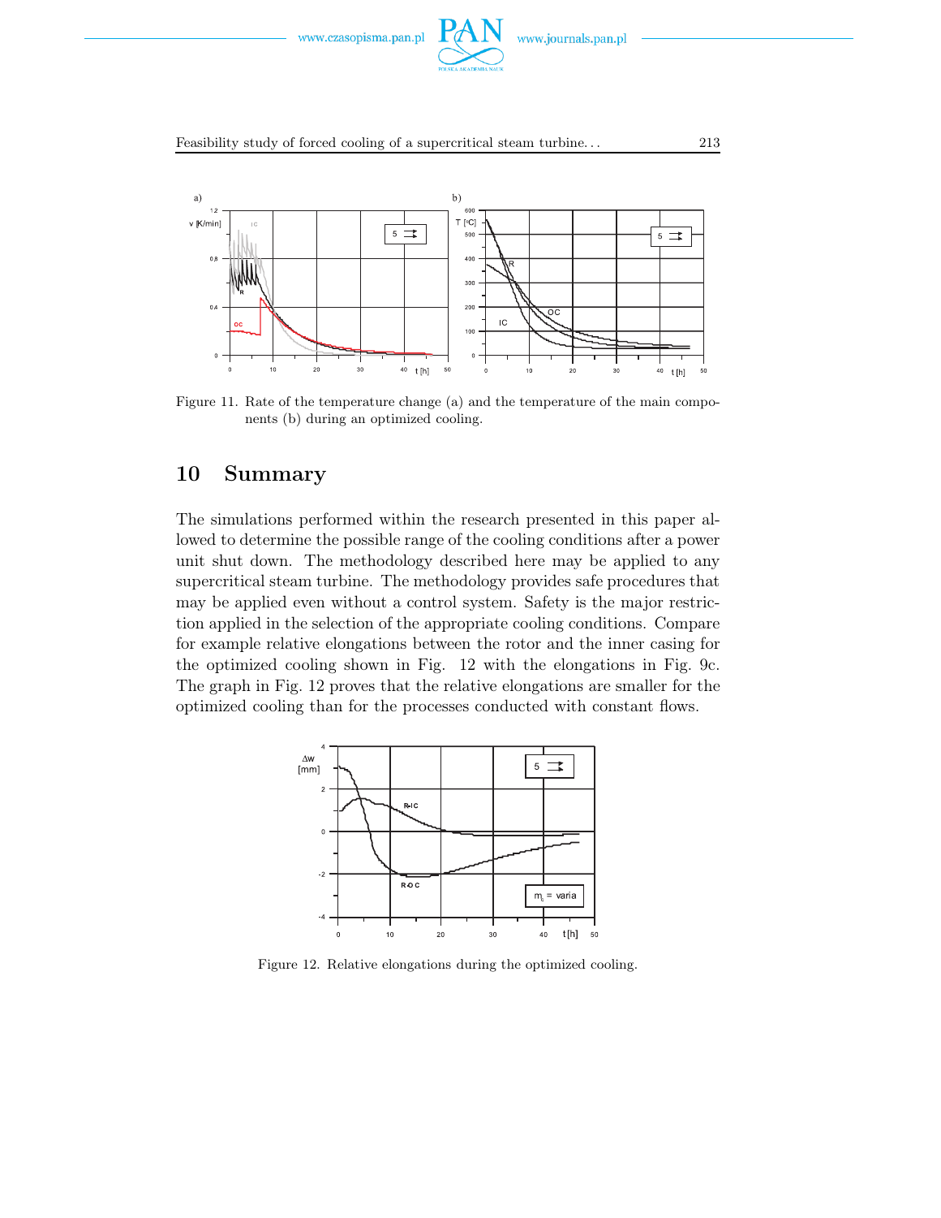Figure 11. Rate of the temperature change (a) and the temperature of the main components (b) during an optimized cooling.

## 10 Summary

The simulations performed within the research presented in this paper allowed to determine the possible range of the cooling conditions after a power unit shut down. The methodology described here may be applied to any supercritical steam turbine. The methodology provides safe procedures that may be applied even without a control system. Safety is the major restriction applied in the selection of the appropriate cooling conditions. Compare for example relative elongations between the rotor and the inner casing for the optimized cooling shown in Fig. 12 with the elongations in Fig. 9c. The graph in Fig. 12 proves that the relative elongations are smaller for the optimized cooling than for the processes conducted with constant flows.

Figure 12. Relative elongations during the optimized cooling.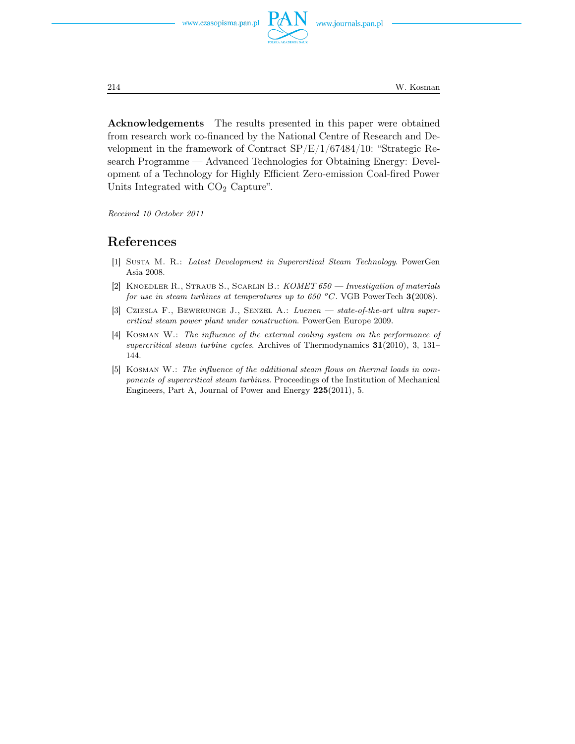**Acknowledgements** The results presented in this paper were obtained from research work co-financed by the National Centre of Research and Development in the framework of Contract SP/E/1/67484/10: "Strategic Research Programme — Advanced Technologies for Obtaining Energy: Development of a Technology for Highly Efficient Zero-emission Coal-fired Power Units Integrated with $CO_2$ Capture".

*Received 10 October 2011*

## References

[1] Susta M. R.: *Latest Development in Supercritical Steam Technology*. PowerGen Asia 2008.

[2] Knoedler R., Straub S., Scarlin B.: *KOMET 650 — Investigation of materials for use in steam turbines at temperatures up to 650 °C*. VGB PowerTech **3**(2008).

[3] Cziesla F., Bewerunge J., Senzel A.: *Luenen — state-of-the-art ultra supercritical steam power plant under construction*. PowerGen Europe 2009.

[4] Kosman W.: *The influence of the external cooling system on the performance of supercritical steam turbine cycles*. Archives of Thermodynamics **31**(2010), 3, 131–144.

[5] Kosman W.: *The influence of the additional steam flows on thermal loads in components of supercritical steam turbines*. Proceedings of the Institution of Mechanical Engineers, Part A, Journal of Power and Energy **225**(2011), 5.